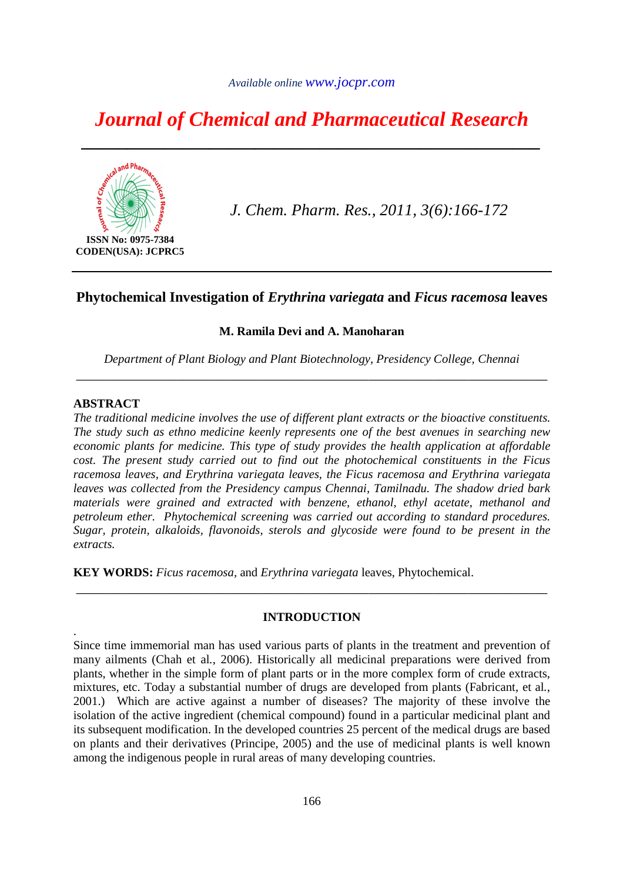# Phytochemical Investigation of *Erythrina variegata* and *Ficus racemosa* leaves

**M. Ramila Devi and A. Manoharan**

*Department of Plant Biology and Plant Biotechnology, Presidency College, Chennai*

---

## ABSTRACT

*The traditional medicine involves the use of different plant extracts or the bioactive constituents. The study such as ethno medicine keenly represents one of the best avenues in searching new economic plants for medicine. This type of study provides the health application at affordable cost. The present study carried out to find out the photochemical constituents in the Ficus racemosa leaves, and Erythrina variegata leaves, the Ficus racemosa and Erythrina variegata leaves was collected from the Presidency campus Chennai, Tamilnadu. The shadow dried bark materials were grained and extracted with benzene, ethanol, ethyl acetate, methanol and petroleum ether. Phytochemical screening was carried out according to standard procedures. Sugar, protein, alkaloids, flavonoids, sterols and glycoside were found to be present in the extracts.*

**KEY WORDS:** *Ficus racemosa*, and *Erythrina variegata* leaves, Phytochemical.

---

## INTRODUCTION

.
Since time immemorial man has used various parts of plants in the treatment and prevention of many ailments (Chah et al., 2006). Historically all medicinal preparations were derived from plants, whether in the simple form of plant parts or in the more complex form of crude extracts, mixtures, etc. Today a substantial number of drugs are developed from plants (Fabricant, et al., 2001.) Which are active against a number of diseases? The majority of these involve the isolation of the active ingredient (chemical compound) found in a particular medicinal plant and its subsequent modification. In the developed countries 25 percent of the medical drugs are based on plants and their derivatives (Principe, 2005) and the use of medicinal plants is well known among the indigenous people in rural areas of many developing countries.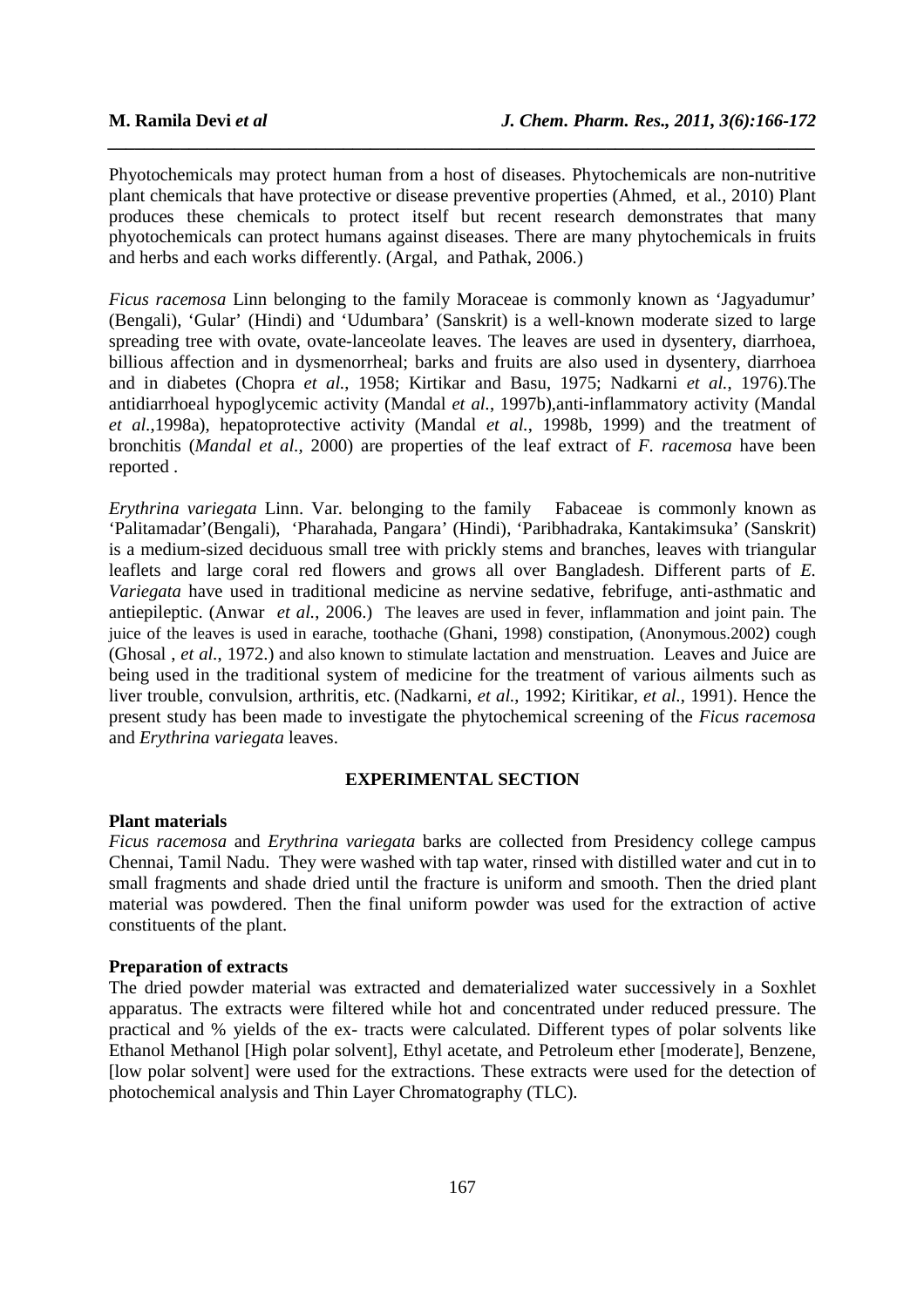Phyotochemicals may protect human from a host of diseases. Phytochemicals are non-nutritive plant chemicals that have protective or disease preventive properties (Ahmed, et al., 2010) Plant produces these chemicals to protect itself but recent research demonstrates that many phyotochemicals can protect humans against diseases. There are many phytochemicals in fruits and herbs and each works differently. (Argal, and Pathak, 2006.)

*Ficus racemosa* Linn belonging to the family Moraceae is commonly known as 'Jagyadumur' (Bengali), 'Gular' (Hindi) and 'Udumbara' (Sanskrit) is a well-known moderate sized to large spreading tree with ovate, ovate-lanceolate leaves. The leaves are used in dysentery, diarrhoea, billious affection and in dysmenorrheal; barks and fruits are also used in dysentery, diarrhoea and in diabetes (Chopra *et al.*, 1958; Kirtikar and Basu, 1975; Nadkarni *et al.*, 1976).The antidiarrhoeal hypoglycemic activity (Mandal *et al.*, 1997b),anti-inflammatory activity (Mandal *et al.*,1998a), hepatoprotective activity (Mandal *et al.*, 1998b, 1999) and the treatment of bronchitis (*Mandal et al.,* 2000) are properties of the leaf extract of *F. racemosa* have been reported .

*Erythrina variegata* Linn. Var. belonging to the family Fabaceae is commonly known as 'Palitamadar'(Bengali), 'Pharahada, Pangara' (Hindi), 'Paribhadraka, Kantakimsuka' (Sanskrit) is a medium-sized deciduous small tree with prickly stems and branches, leaves with triangular leaflets and large coral red flowers and grows all over Bangladesh. Different parts of *E. Variegata* have used in traditional medicine as nervine sedative, febrifuge, anti-asthmatic and antiepileptic. (Anwar *et al.,* 2006.) The leaves are used in fever, inflammation and joint pain. The juice of the leaves is used in earache, toothache (Ghani, 1998) constipation, (Anonymous.2002) cough (Ghosal , *et al.,* 1972.) and also known to stimulate lactation and menstruation. Leaves and Juice are being used in the traditional system of medicine for the treatment of various ailments such as liver trouble, convulsion, arthritis, etc. (Nadkarni, *et al.*, 1992; Kiritikar, *et al.*, 1991). Hence the present study has been made to investigate the phytochemical screening of the *Ficus racemosa* and *Erythrina variegata* leaves.

## EXPERIMENTAL SECTION

### Plant materials

*Ficus racemosa* and *Erythrina variegata* barks are collected from Presidency college campus Chennai, Tamil Nadu. They were washed with tap water, rinsed with distilled water and cut in to small fragments and shade dried until the fracture is uniform and smooth. Then the dried plant material was powdered. Then the final uniform powder was used for the extraction of active constituents of the plant.

### Preparation of extracts

The dried powder material was extracted and dematerialized water successively in a Soxhlet apparatus. The extracts were filtered while hot and concentrated under reduced pressure. The practical and % yields of the ex- tracts were calculated. Different types of polar solvents like Ethanol Methanol [High polar solvent], Ethyl acetate, and Petroleum ether [moderate], Benzene, [low polar solvent] were used for the extractions. These extracts were used for the detection of photochemical analysis and Thin Layer Chromatography (TLC).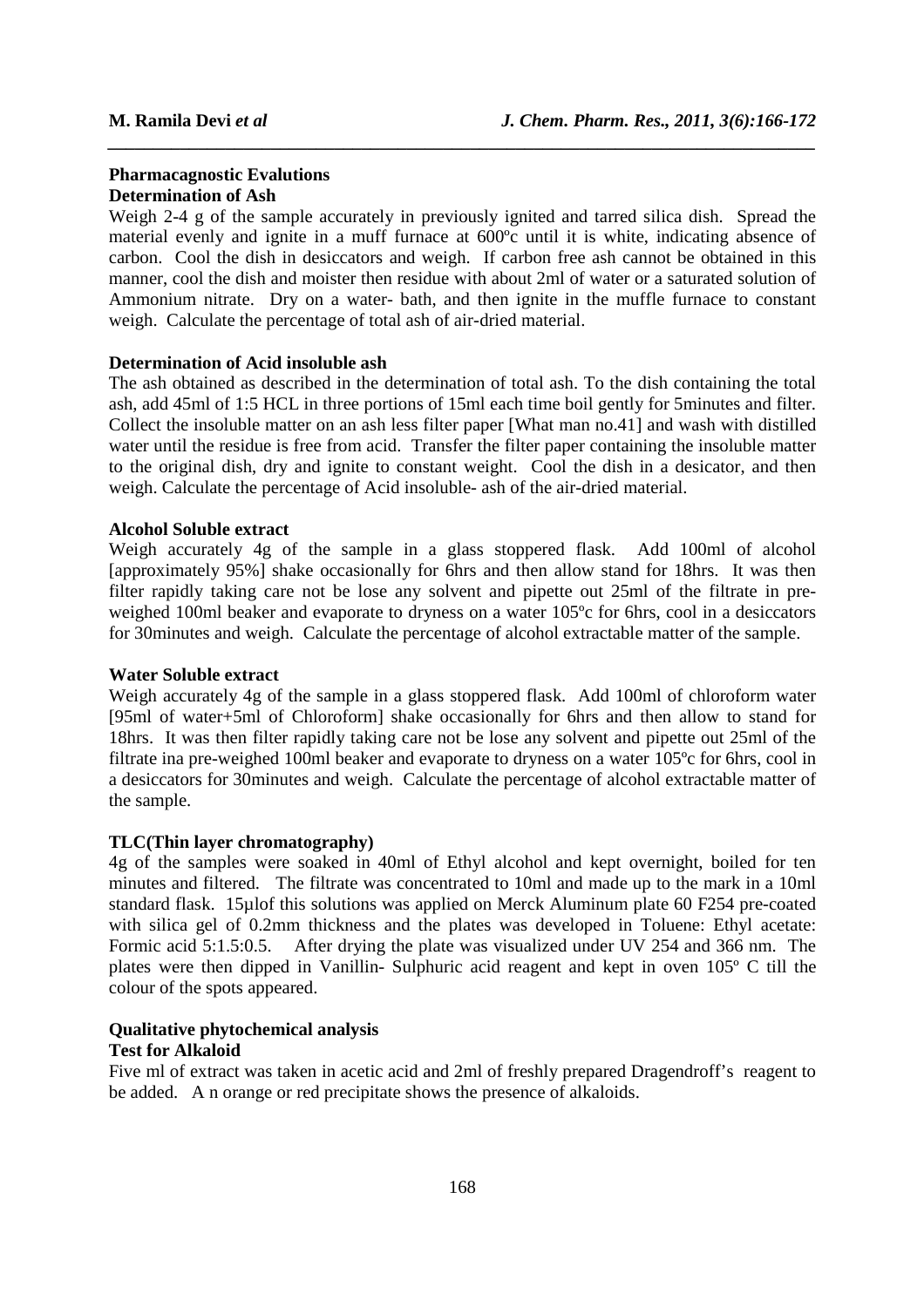## Pharmacagnostic Evalutions

### Determination of Ash

Weigh 2-4 g of the sample accurately in previously ignited and tarred silica dish. Spread the material evenly and ignite in a muff furnace at 600ºc until it is white, indicating absence of carbon. Cool the dish in desiccators and weigh. If carbon free ash cannot be obtained in this manner, cool the dish and moister then residue with about 2ml of water or a saturated solution of Ammonium nitrate. Dry on a water- bath, and then ignite in the muffle furnace to constant weigh. Calculate the percentage of total ash of air-dried material.

### Determination of Acid insoluble ash

The ash obtained as described in the determination of total ash. To the dish containing the total ash, add 45ml of 1:5 HCL in three portions of 15ml each time boil gently for 5minutes and filter. Collect the insoluble matter on an ash less filter paper [What man no.41] and wash with distilled water until the residue is free from acid. Transfer the filter paper containing the insoluble matter to the original dish, dry and ignite to constant weight. Cool the dish in a desicator, and then weigh. Calculate the percentage of Acid insoluble- ash of the air-dried material.

### Alcohol Soluble extract

Weigh accurately 4g of the sample in a glass stoppered flask. Add 100ml of alcohol [approximately 95%] shake occasionally for 6hrs and then allow stand for 18hrs. It was then filter rapidly taking care not be lose any solvent and pipette out 25ml of the filtrate in pre-weighed 100ml beaker and evaporate to dryness on a water 105ºc for 6hrs, cool in a desiccators for 30minutes and weigh. Calculate the percentage of alcohol extractable matter of the sample.

### Water Soluble extract

Weigh accurately 4g of the sample in a glass stoppered flask. Add 100ml of chloroform water [95ml of water+5ml of Chloroform] shake occasionally for 6hrs and then allow to stand for 18hrs. It was then filter rapidly taking care not be lose any solvent and pipette out 25ml of the filtrate ina pre-weighed 100ml beaker and evaporate to dryness on a water 105ºc for 6hrs, cool in a desiccators for 30minutes and weigh. Calculate the percentage of alcohol extractable matter of the sample.

### TLC(Thin layer chromatography)

4g of the samples were soaked in 40ml of Ethyl alcohol and kept overnight, boiled for ten minutes and filtered. The filtrate was concentrated to 10ml and made up to the mark in a 10ml standard flask. 15µlof this solutions was applied on Merck Aluminum plate 60 F254 pre-coated with silica gel of 0.2mm thickness and the plates was developed in Toluene: Ethyl acetate: Formic acid 5:1.5:0.5. After drying the plate was visualized under UV 254 and 366 nm. The plates were then dipped in Vanillin- Sulphuric acid reagent and kept in oven 105º C till the colour of the spots appeared.

## Qualitative phytochemical analysis

### Test for Alkaloid

Five ml of extract was taken in acetic acid and 2ml of freshly prepared Dragendroff's reagent to be added. A n orange or red precipitate shows the presence of alkaloids.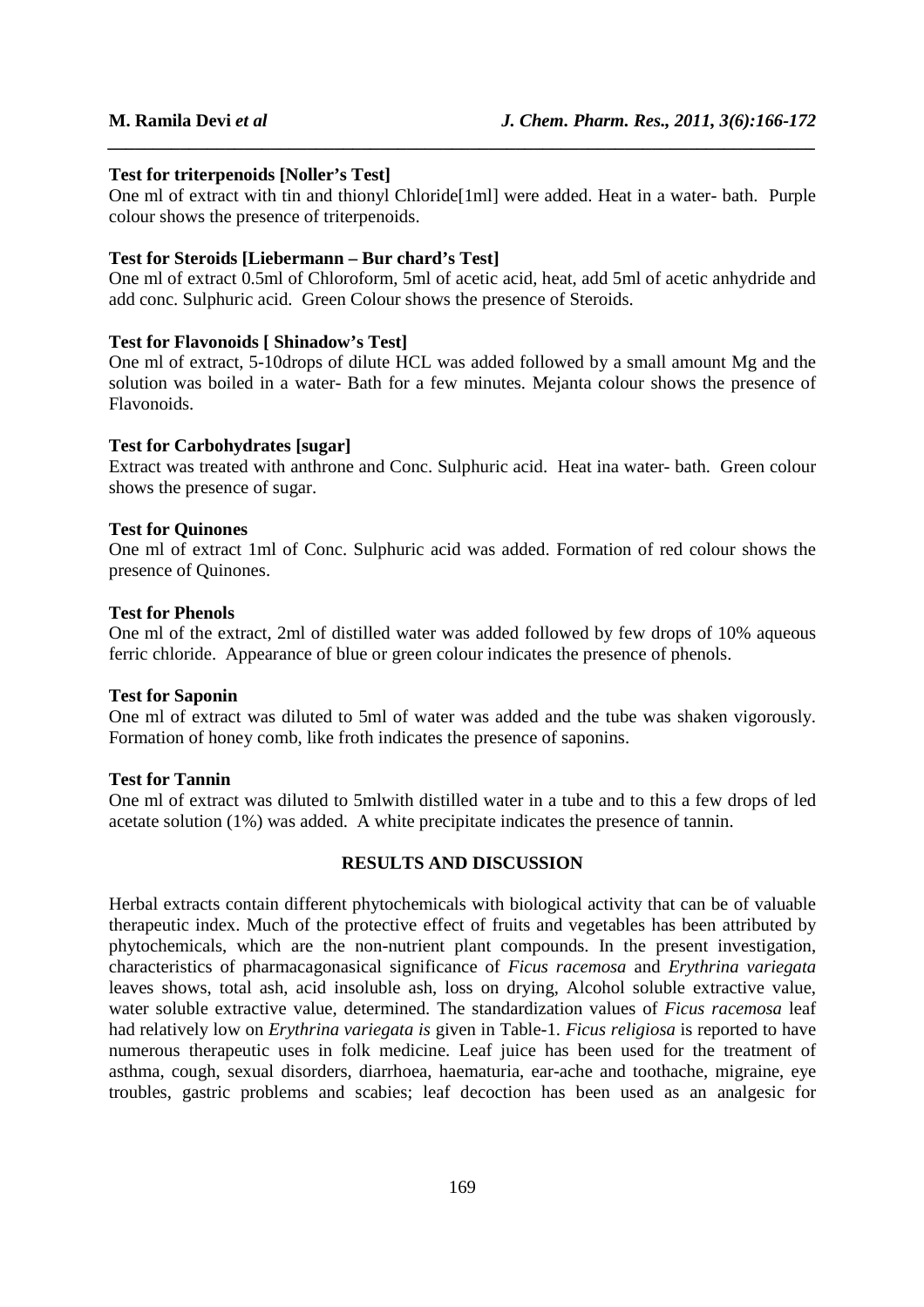**Test for triterpenoids [Noller's Test]**

One ml of extract with tin and thionyl Chloride[1ml] were added. Heat in a water- bath. Purple colour shows the presence of triterpenoids.

**Test for Steroids [Liebermann – Bur chard's Test]**

One ml of extract 0.5ml of Chloroform, 5ml of acetic acid, heat, add 5ml of acetic anhydride and add conc. Sulphuric acid. Green Colour shows the presence of Steroids.

**Test for Flavonoids [ Shinadow's Test]**

One ml of extract, 5-10drops of dilute HCL was added followed by a small amount Mg and the solution was boiled in a water- Bath for a few minutes. Mejanta colour shows the presence of Flavonoids.

**Test for Carbohydrates [sugar]**

Extract was treated with anthrone and Conc. Sulphuric acid. Heat ina water- bath. Green colour shows the presence of sugar.

**Test for Quinones**

One ml of extract 1ml of Conc. Sulphuric acid was added. Formation of red colour shows the presence of Quinones.

**Test for Phenols**

One ml of the extract, 2ml of distilled water was added followed by few drops of 10% aqueous ferric chloride. Appearance of blue or green colour indicates the presence of phenols.

**Test for Saponin**

One ml of extract was diluted to 5ml of water was added and the tube was shaken vigorously. Formation of honey comb, like froth indicates the presence of saponins.

**Test for Tannin**

One ml of extract was diluted to 5mlwith distilled water in a tube and to this a few drops of led acetate solution (1%) was added. A white precipitate indicates the presence of tannin.

## RESULTS AND DISCUSSION

Herbal extracts contain different phytochemicals with biological activity that can be of valuable therapeutic index. Much of the protective effect of fruits and vegetables has been attributed by phytochemicals, which are the non-nutrient plant compounds. In the present investigation, characteristics of pharmacagonasical significance of *Ficus racemosa* and *Erythrina variegata* leaves shows, total ash, acid insoluble ash, loss on drying, Alcohol soluble extractive value, water soluble extractive value, determined. The standardization values of *Ficus racemosa* leaf had relatively low on *Erythrina variegata is* given in Table-1. *Ficus religiosa* is reported to have numerous therapeutic uses in folk medicine. Leaf juice has been used for the treatment of asthma, cough, sexual disorders, diarrhoea, haematuria, ear-ache and toothache, migraine, eye troubles, gastric problems and scabies; leaf decoction has been used as an analgesic for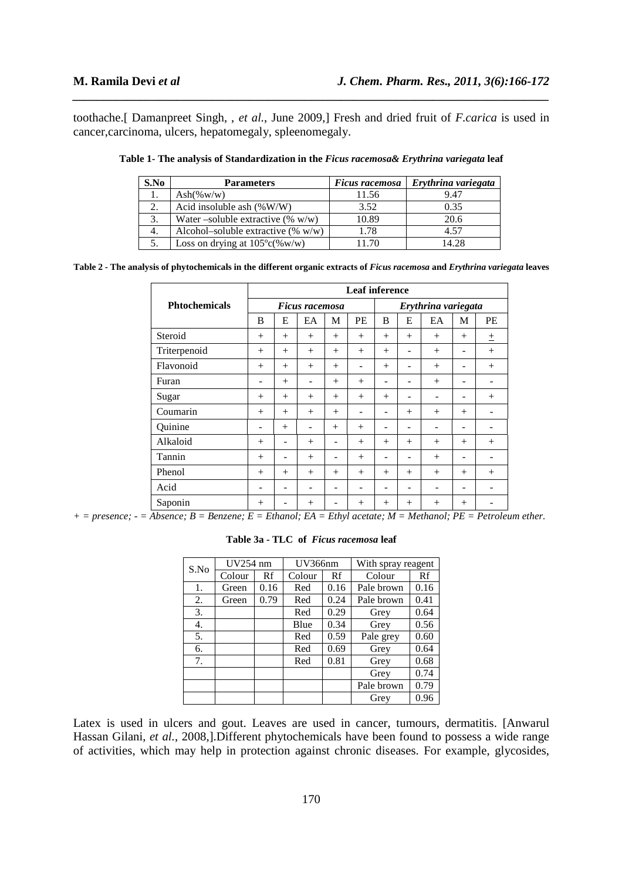toothache.[ Damanpreet Singh, , *et al.*, June 2009,] Fresh and dried fruit of *F.carica* is used in cancer,carcinoma, ulcers, hepatomegaly, spleenomegaly.

**Table 1- The analysis of Standardization in the *Ficus racemosa*& *Erythrina variegata* leaf**

| S.No | Parameters | *Ficus racemosa* | *Erythrina variegata* |
|---|---|---|---|
| 1. | Ash(%w/w) | 11.56 | 9.47 |
| 2. | Acid insoluble ash (%W/W) | 3.52 | 0.35 |
| 3. | Water –soluble extractive (% w/w) | 10.89 | 20.6 |
| 4. | Alcohol–soluble extractive (% w/w) | 1.78 | 4.57 |
| 5. | Loss on drying at 105°c(%w/w) | 11.70 | 14.28 |

**Table 2 - The analysis of phytochemicals in the different organic extracts of *Ficus racemosa* and *Erythrina variegata* leaves**

| Phtochemicals | Leaf inference | | | | | | | | | |
|---|---|---|---|---|---|---|---|---|---|---|
| | *Ficus racemosa* | | | | | *Erythrina variegata* | | | | |
| | B | E | EA | M | PE | B | E | EA | M | PE |
| Steroid | + | + | + | + | + | + | + | + | + | ± |
| Triterpenoid | + | + | + | + | + | + | - | + | - | + |
| Flavonoid | + | + | + | + | - | + | - | + | - | + |
| Furan | - | + | - | + | + | - | - | + | - | - |
| Sugar | + | + | + | + | + | + | - | - | - | + |
| Coumarin | + | + | + | + | - | - | + | + | + | - |
| Quinine | - | + | - | + | + | - | - | - | - | - |
| Alkaloid | + | - | + | - | + | + | + | + | + | + |
| Tannin | + | - | + | - | + | - | - | + | - | - |
| Phenol | + | + | + | + | + | + | + | + | + | + |
| Acid | - | - | - | - | - | - | - | - | - | - |
| Saponin | + | - | + | - | + | + | + | + | + | - |

*+ = presence; - = Absence; B = Benzene; E = Ethanol; EA = Ethyl acetate; M = Methanol; PE = Petroleum ether.*

**Table 3a - TLC of *Ficus racemosa* leaf**

| S.No | UV254 nm | | UV366nm | | With spray reagent | |
|---|---|---|---|---|---|---|
| | Colour | Rf | Colour | Rf | Colour | Rf |
| 1. | Green | 0.16 | Red | 0.16 | Pale brown | 0.16 |
| 2. | Green | 0.79 | Red | 0.24 | Pale brown | 0.41 |
| 3. | | | Red | 0.29 | Grey | 0.64 |
| 4. | | | Blue | 0.34 | Grey | 0.56 |
| 5. | | | Red | 0.59 | Pale grey | 0.60 |
| 6. | | | Red | 0.69 | Grey | 0.64 |
| 7. | | | Red | 0.81 | Grey | 0.68 |
| | | | | | Grey | 0.74 |
| | | | | | Pale brown | 0.79 |
| | | | | | Grey | 0.96 |

Latex is used in ulcers and gout. Leaves are used in cancer, tumours, dermatitis. [Anwarul Hassan Gilani, *et al.*, 2008,].Different phytochemicals have been found to possess a wide range of activities, which may help in protection against chronic diseases. For example, glycosides,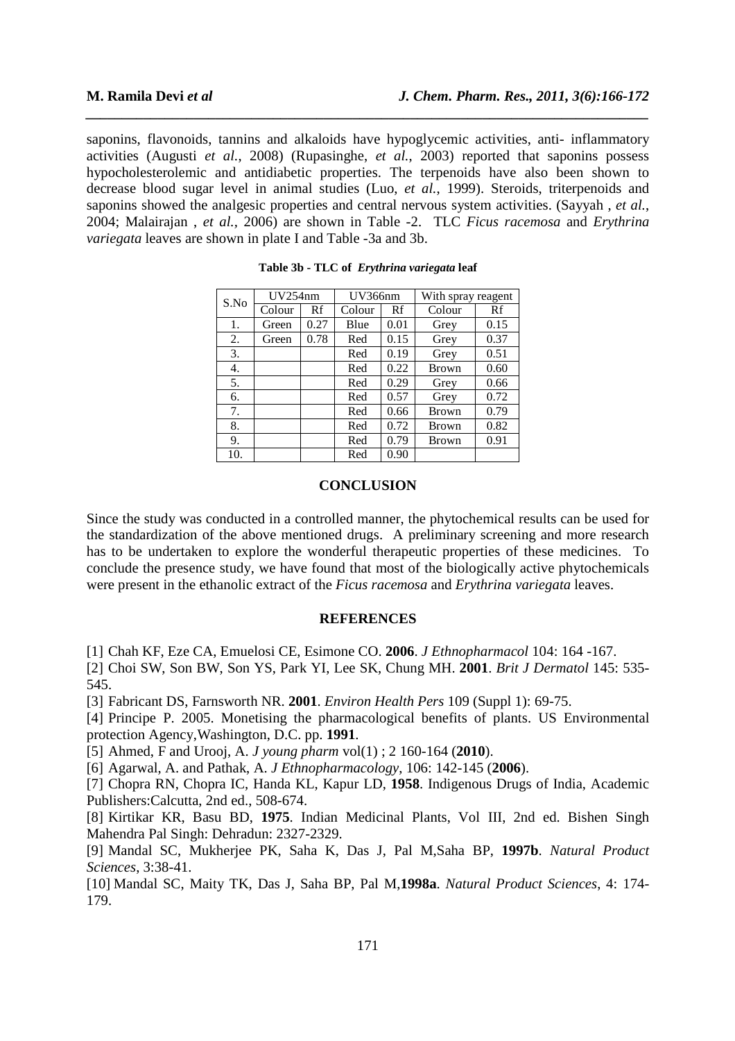saponins, flavonoids, tannins and alkaloids have hypoglycemic activities, anti- inflammatory activities (Augusti *et al.*, 2008) (Rupasinghe, *et al.*, 2003) reported that saponins possess hypocholesterolemic and antidiabetic properties. The terpenoids have also been shown to decrease blood sugar level in animal studies (Luo, *et al.*, 1999). Steroids, triterpenoids and saponins showed the analgesic properties and central nervous system activities. (Sayyah , *et al.*, 2004; Malairajan , *et al.*, 2006) are shown in Table -2. TLC *Ficus racemosa* and *Erythrina variegata* leaves are shown in plate I and Table -3a and 3b.

**Table 3b - TLC of *Erythrina variegata* leaf**

| S.No | UV254nm | | UV366nm | | With spray reagent | |
|---|---|---|---|---|---|---|
| | Colour | Rf | Colour | Rf | Colour | Rf |
| 1. | Green | 0.27 | Blue | 0.01 | Grey | 0.15 |
| 2. | Green | 0.78 | Red | 0.15 | Grey | 0.37 |
| 3. | | | Red | 0.19 | Grey | 0.51 |
| 4. | | | Red | 0.22 | Brown | 0.60 |
| 5. | | | Red | 0.29 | Grey | 0.66 |
| 6. | | | Red | 0.57 | Grey | 0.72 |
| 7. | | | Red | 0.66 | Brown | 0.79 |
| 8. | | | Red | 0.72 | Brown | 0.82 |
| 9. | | | Red | 0.79 | Brown | 0.91 |
| 10. | | | Red | 0.90 | | |

## CONCLUSION

Since the study was conducted in a controlled manner, the phytochemical results can be used for the standardization of the above mentioned drugs. A preliminary screening and more research has to be undertaken to explore the wonderful therapeutic properties of these medicines. To conclude the presence study, we have found that most of the biologically active phytochemicals were present in the ethanolic extract of the *Ficus racemosa* and *Erythrina variegata* leaves.

## REFERENCES

[1] Chah KF, Eze CA, Emuelosi CE, Esimone CO. **2006**. *J Ethnopharmacol* 104: 164 -167.

[2] Choi SW, Son BW, Son YS, Park YI, Lee SK, Chung MH. **2001**. *Brit J Dermatol* 145: 535-545.

[3] Fabricant DS, Farnsworth NR. **2001**. *Environ Health Pers* 109 (Suppl 1): 69-75.

[4] Principe P. 2005. Monetising the pharmacological benefits of plants. US Environmental protection Agency,Washington, D.C. pp. **1991**.

[5] Ahmed, F and Urooj, A. *J young pharm* vol(1) ; 2 160-164 (**2010**).

[6] Agarwal, A. and Pathak, A. *J Ethnopharmacology*, 106: 142-145 (**2006**).

[7] Chopra RN, Chopra IC, Handa KL, Kapur LD, **1958**. Indigenous Drugs of India, Academic Publishers:Calcutta, 2nd ed., 508-674.

[8] Kirtikar KR, Basu BD, **1975**. Indian Medicinal Plants, Vol III, 2nd ed. Bishen Singh Mahendra Pal Singh: Dehradun: 2327-2329.

[9] Mandal SC, Mukherjee PK, Saha K, Das J, Pal M,Saha BP, **1997b**. *Natural Product Sciences*, 3:38-41.

[10] Mandal SC, Maity TK, Das J, Saha BP, Pal M,**1998a**. *Natural Product Sciences*, 4: 174-179.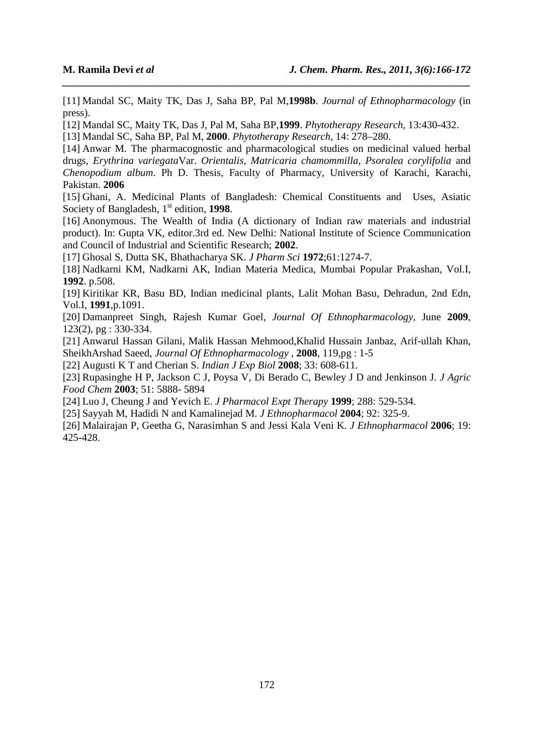[11] Mandal SC, Maity TK, Das J, Saha BP, Pal M,**1998b**. *Journal of Ethnopharmacology* (in press).

[12] Mandal SC, Maity TK, Das J, Pal M, Saha BP,**1999**. *Phytotherapy Research*, 13:430-432.

[13] Mandal SC, Saha BP, Pal M, **2000**. *Phytotherapy Research,* 14: 278–280.

[14] Anwar M. The pharmacognostic and pharmacological studies on medicinal valued herbal drugs, *Erythrina variegata*Var. *Orientalis, Matricaria chamommilla, Psoralea corylifolia* and *Chenopodium album*. Ph D. Thesis, Faculty of Pharmacy, University of Karachi, Karachi, Pakistan. **2006**

[15] Ghani, A. Medicinal Plants of Bangladesh: Chemical Constituents and Uses, Asiatic Society of Bangladesh, 1st edition, **1998**.

[16] Anonymous. The Wealth of India (A dictionary of Indian raw materials and industrial product). In: Gupta VK, editor.3rd ed. New Delhi: National Institute of Science Communication and Council of Industrial and Scientific Research; **2002**.

[17] Ghosal S, Dutta SK, Bhathacharya SK. *J Pharm Sci* **1972**;61:1274-7.

[18] Nadkarni KM, Nadkarni AK, Indian Materia Medica, Mumbai Popular Prakashan, Vol.I, **1992**. p.508.

[19] Kiritikar KR, Basu BD, Indian medicinal plants, Lalit Mohan Basu, Dehradun, 2nd Edn, Vol.I, **1991**,p.1091.

[20] Damanpreet Singh, Rajesh Kumar Goel, *Journal Of Ethnopharmacology*, June **2009**, 123(2), pg : 330-334.

[21] Anwarul Hassan Gilani, Malik Hassan Mehmood,Khalid Hussain Janbaz, Arif-ullah Khan, SheikhArshad Saeed, *Journal Of Ethnopharmacology* , **2008**, 119,pg : 1-5

[22] Augusti K T and Cherian S. *Indian J Exp Biol* **2008**; 33: 608-611.

[23] Rupasinghe H P, Jackson C J, Poysa V, Di Berado C, Bewley J D and Jenkinson J. *J Agric Food Chem* **2003**; 51: 5888- 5894

[24] Luo J, Cheung J and Yevich E. *J Pharmacol Expt Therapy* **1999**; 288: 529-534.

[25] Sayyah M, Hadidi N and Kamalinejad M. *J Ethnopharmacol* **2004**; 92: 325-9.

[26] Malairajan P, Geetha G, Narasimhan S and Jessi Kala Veni K. *J Ethnopharmacol* **2006**; 19: 425-428.